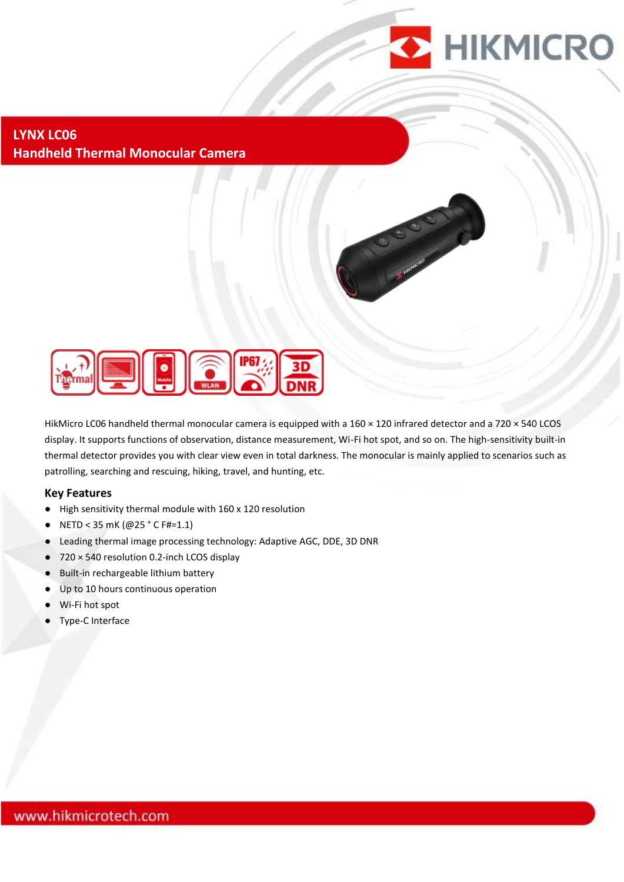# LYNX LC06
## Handheld Thermal Monocular Camera

HikMicro LC06 handheld thermal monocular camera is equipped with a 160 × 120 infrared detector and a 720 × 540 LCOS display. It supports functions of observation, distance measurement, Wi-Fi hot spot, and so on. The high-sensitivity built-in thermal detector provides you with clear view even in total darkness. The monocular is mainly applied to scenarios such as patrolling, searching and rescuing, hiking, travel, and hunting, etc.

### Key Features

- High sensitivity thermal module with 160 x 120 resolution
- NETD < 35 mK (@25 ° C F#=1.1)
- Leading thermal image processing technology: Adaptive AGC, DDE, 3D DNR
- 720 × 540 resolution 0.2-inch LCOS display
- Built-in rechargeable lithium battery
- Up to 10 hours continuous operation
- Wi-Fi hot spot
- Type-C Interface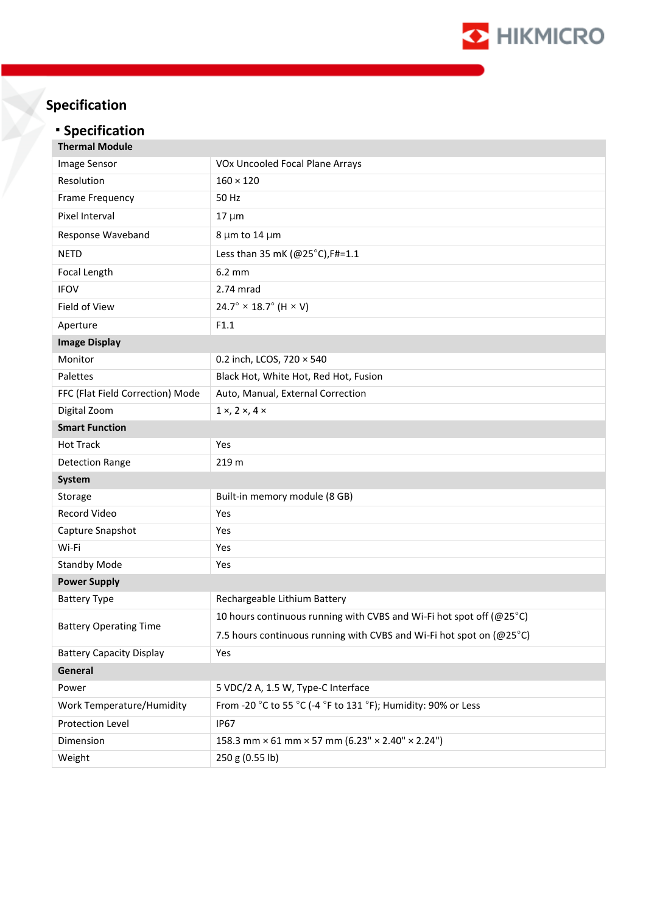# Specification

## ▪ Specification

| **Thermal Module** | |
|---|---|
| Image Sensor | VOx Uncooled Focal Plane Arrays |
| Resolution | 160 × 120 |
| Frame Frequency | 50 Hz |
| Pixel Interval | 17 µm |
| Response Waveband | 8 µm to 14 µm |
| NETD | Less than 35 mK (@25°C),F#=1.1 |
| Focal Length | 6.2 mm |
| IFOV | 2.74 mrad |
| Field of View | 24.7° × 18.7° (H × V) |
| Aperture | F1.1 |
| **Image Display** | |
| Monitor | 0.2 inch, LCOS, 720 × 540 |
| Palettes | Black Hot, White Hot, Red Hot, Fusion |
| FFC (Flat Field Correction) Mode | Auto, Manual, External Correction |
| Digital Zoom | 1 ×, 2 ×, 4 × |
| **Smart Function** | |
| Hot Track | Yes |
| Detection Range | 219 m |
| **System** | |
| Storage | Built-in memory module (8 GB) |
| Record Video | Yes |
| Capture Snapshot | Yes |
| Wi-Fi | Yes |
| Standby Mode | Yes |
| **Power Supply** | |
| Battery Type | Rechargeable Lithium Battery |
| Battery Operating Time | 10 hours continuous running with CVBS and Wi-Fi hot spot off (@25°C)<br>7.5 hours continuous running with CVBS and Wi-Fi hot spot on (@25°C) |
| Battery Capacity Display | Yes |
| **General** | |
| Power | 5 VDC/2 A, 1.5 W, Type-C Interface |
| Work Temperature/Humidity | From -20 °C to 55 °C (-4 °F to 131 °F); Humidity: 90% or Less |
| Protection Level | IP67 |
| Dimension | 158.3 mm × 61 mm × 57 mm (6.23" × 2.40" × 2.24") |
| Weight | 250 g (0.55 lb) |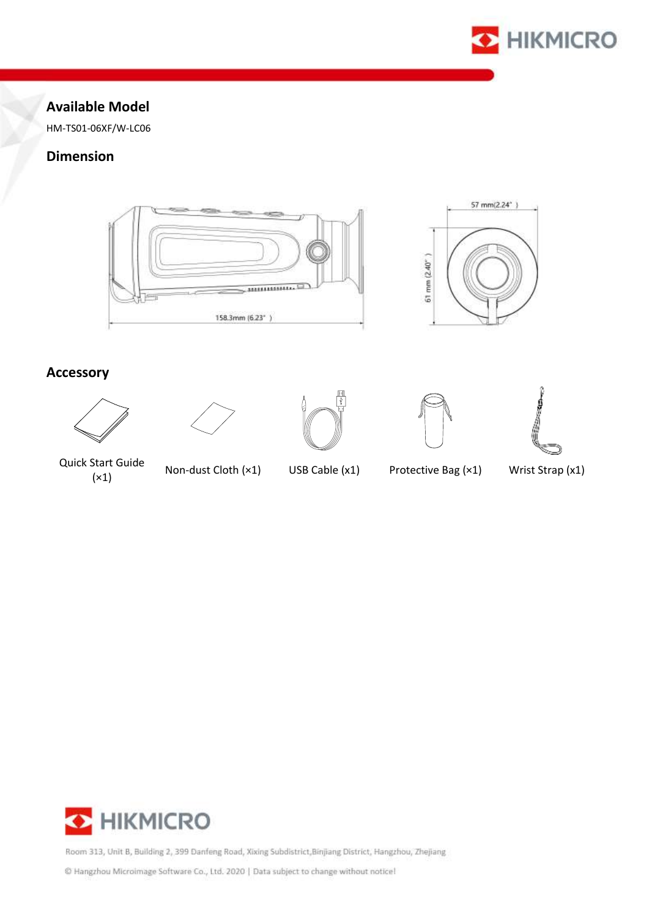## Available Model

HM-TS01-06XF/W-LC06

## Dimension

158.3mm (6.23" )

57 mm(2.24" )

61 mm (2.40" )

## Accessory

Quick Start Guide (×1)

Non-dust Cloth (×1)

USB Cable (x1)

Protective Bag (×1)

Wrist Strap (x1)

Room 313, Unit B, Building 2, 399 Danfeng Road, Xixing Subdistrict,Binjiang District, Hangzhou, Zhejiang

© Hangzhou Microimage Software Co., Ltd. 2020 | Data subject to change without notice!